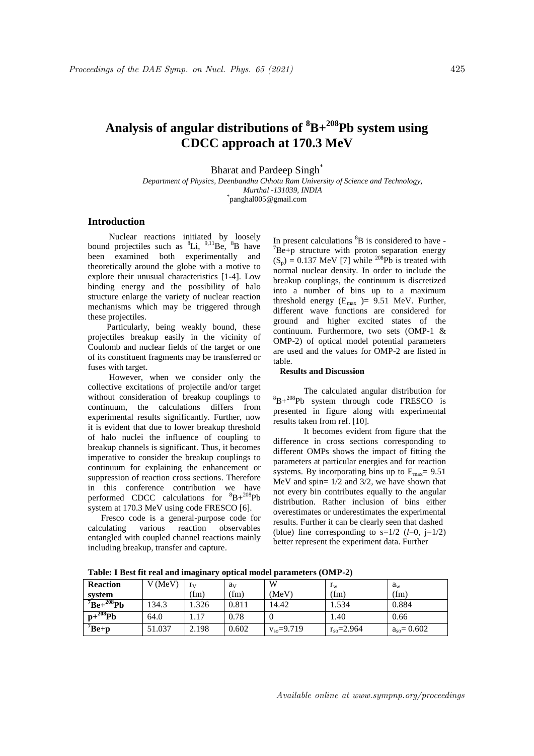# Analysis of angular distributions of $^{8}$B+$^{208}$Pb system using CDCC approach at 170.3 MeV

Bharat and Pardeep Singh*

*Department of Physics, Deenbandhu Chhotu Ram University of Science and Technology, Murthal -131039, INDIA*

*panghal005@gmail.com

## Introduction

Nuclear reactions initiated by loosely bound projectiles such as $^{8}$Li, $^{9,11}$Be, $^{8}$B have been examined both experimentally and theoretically around the globe with a motive to explore their unusual characteristics [1-4]. Low binding energy and the possibility of halo structure enlarge the variety of nuclear reaction mechanisms which may be triggered through these projectiles.

Particularly, being weakly bound, these projectiles breakup easily in the vicinity of Coulomb and nuclear fields of the target or one of its constituent fragments may be transferred or fuses with target.

However, when we consider only the collective excitations of projectile and/or target without consideration of breakup couplings to continuum, the calculations differs from experimental results significantly. Further, now it is evident that due to lower breakup threshold of halo nuclei the influence of coupling to breakup channels is significant. Thus, it becomes imperative to consider the breakup couplings to continuum for explaining the enhancement or suppression of reaction cross sections. Therefore in this conference contribution we have performed CDCC calculations for $^{8}$B+$^{208}$Pb system at 170.3 MeV using code FRESCO [6].

Fresco code is a general-purpose code for calculating various reaction observables entangled with coupled channel reactions mainly including breakup, transfer and capture.

In present calculations $^{8}$B is considered to have - $^{7}$Be+p structure with proton separation energy ($S_p$) = 0.137 MeV [7] while $^{208}$Pb is treated with normal nuclear density. In order to include the breakup couplings, the continuum is discretized into a number of bins up to a maximum threshold energy ($E_{max}$ )= 9.51 MeV. Further, different wave functions are considered for ground and higher excited states of the continuum. Furthermore, two sets (OMP-1 & OMP-2) of optical model potential parameters are used and the values for OMP-2 are listed in table.

## Results and Discussion

The calculated angular distribution for $^{8}$B+$^{208}$Pb system through code FRESCO is presented in figure along with experimental results taken from ref. [10].

It becomes evident from figure that the difference in cross sections corresponding to different OMPs shows the impact of fitting the parameters at particular energies and for reaction systems. By incorporating bins up to $E_{max}$= 9.51 MeV and spin= 1/2 and 3/2, we have shown that not every bin contributes equally to the angular distribution. Rather inclusion of bins either overestimates or underestimates the experimental results. Further it can be clearly seen that dashed (blue) line corresponding to s=1/2 ($l$=0, j=1/2) better represent the experiment data. Further

**Table: I Best fit real and imaginary optical model parameters (OMP-2)**

| Reaction system | V (MeV) | $r_V$ (fm) | $a_V$ (fm) | W (MeV) | $r_w$ (fm) | $a_w$ (fm) |
|---|---|---|---|---|---|---|
| $^{7}$Be+$^{208}$Pb | 134.3 | 1.326 | 0.811 | 14.42 | 1.534 | 0.884 |
| p+$^{208}$Pb | 64.0 | 1.17 | 0.78 | 0 | 1.40 | 0.66 |
| $^{7}$Be+p | 51.037 | 2.198 | 0.602 | $v_{so}$=9.719 | $r_{so}$=2.964 | $a_{so}$= 0.602 |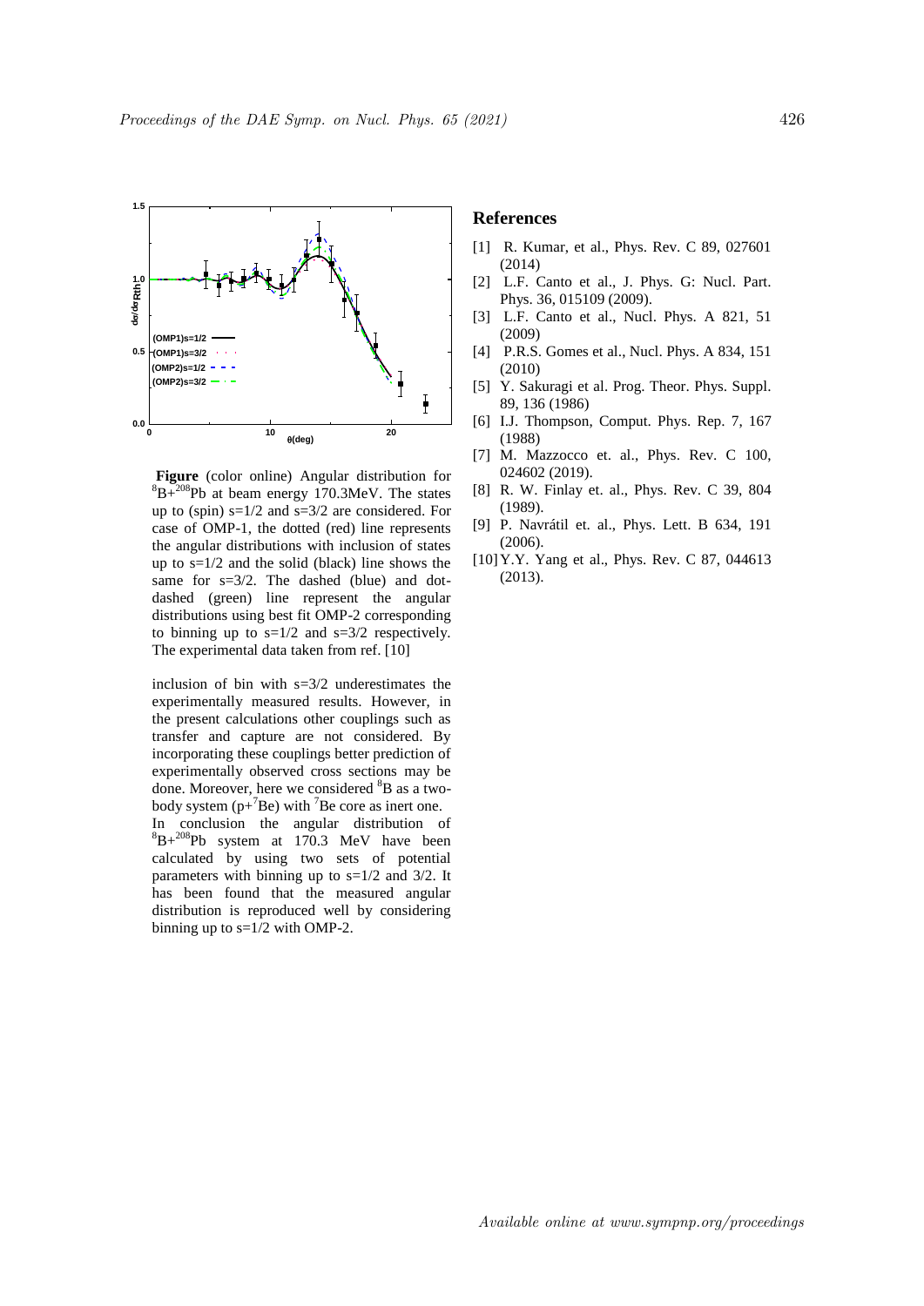1.5

1.0

0.5

0.0

dσ/dσRth

0

10

20

θ(deg)

(OMP1)s=1/2

(OMP1)s=3/2

(OMP2)s=1/2

(OMP2)s=3/2

**Figure** (color online) Angular distribution for $^{8}B+^{208}Pb$ at beam energy 170.3MeV. The states up to (spin) s=1/2 and s=3/2 are considered. For case of OMP-1, the dotted (red) line represents the angular distributions with inclusion of states up to s=1/2 and the solid (black) line shows the same for s=3/2. The dashed (blue) and dot-dashed (green) line represent the angular distributions using best fit OMP-2 corresponding to binning up to s=1/2 and s=3/2 respectively. The experimental data taken from ref. [10]

inclusion of bin with s=3/2 underestimates the experimentally measured results. However, in the present calculations other couplings such as transfer and capture are not considered. By incorporating these couplings better prediction of experimentally observed cross sections may be done. Moreover, here we considered $^{8}B$ as a two-body system ($p+^{7}Be$) with $^{7}Be$ core as inert one.

In conclusion the angular distribution of $^{8}B+^{208}Pb$ system at 170.3 MeV have been calculated by using two sets of potential parameters with binning up to s=1/2 and 3/2. It has been found that the measured angular distribution is reproduced well by considering binning up to s=1/2 with OMP-2.

## References

[1] R. Kumar, et al., Phys. Rev. C 89, 027601 (2014)

[2] L.F. Canto et al., J. Phys. G: Nucl. Part. Phys. 36, 015109 (2009).

[3] L.F. Canto et al., Nucl. Phys. A 821, 51 (2009)

[4] P.R.S. Gomes et al., Nucl. Phys. A 834, 151 (2010)

[5] Y. Sakuragi et al. Prog. Theor. Phys. Suppl. 89, 136 (1986)

[6] I.J. Thompson, Comput. Phys. Rep. 7, 167 (1988)

[7] M. Mazzocco et. al., Phys. Rev. C 100, 024602 (2019).

[8] R. W. Finlay et. al., Phys. Rev. C 39, 804 (1989).

[9] P. Navrátil et. al., Phys. Lett. B 634, 191 (2006).

[10] Y.Y. Yang et al., Phys. Rev. C 87, 044613 (2013).